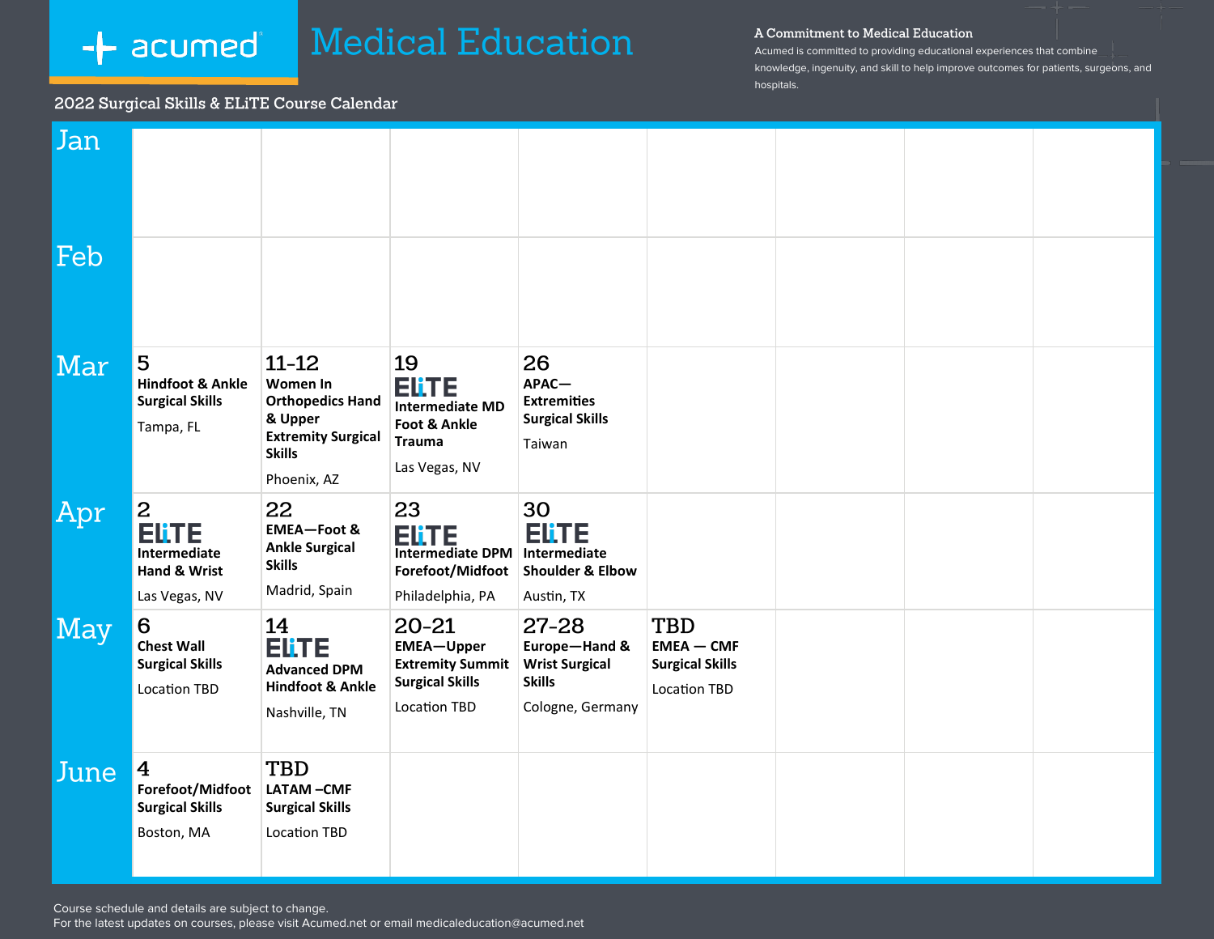acumed

# Medical Education

**A Commitment to Medical Education**

Acumed is committed to providing educational experiences that combine knowledge, ingenuity, and skill to help improve outcomes for patients, surgeons, and hospitals.

## 2022 Surgical Skills & ELiTE Course Calendar

| Month | | | | | |
|---|---|---|---|---|---|
| Jan | | | | | |
| Feb | | | | | |
| Mar | 5 **Hindfoot & Ankle Surgical Skills** Tampa, FL | 11-12 **Women In Orthopedics Hand & Upper Extremity Surgical Skills** Phoenix, AZ | 19 ELiTE **Intermediate MD Foot & Ankle Trauma** Las Vegas, NV | 26 **APAC—Extremities Surgical Skills** Taiwan | |
| Apr | 2 ELiTE **Intermediate Hand & Wrist** Las Vegas, NV | 22 **EMEA—Foot & Ankle Surgical Skills** Madrid, Spain | 23 ELiTE **Intermediate DPM Forefoot/Midfoot** Philadelphia, PA | 30 ELiTE **Intermediate Shoulder & Elbow** Austin, TX | |
| May | 6 **Chest Wall Surgical Skills** Location TBD | 14 ELiTE **Advanced DPM Hindfoot & Ankle** Nashville, TN | 20-21 **EMEA—Upper Extremity Summit Surgical Skills** Location TBD | 27-28 **Europe—Hand & Wrist Surgical Skills** Cologne, Germany | TBD **EMEA — CMF Surgical Skills** Location TBD |
| June | 4 **Forefoot/Midfoot Surgical Skills** Boston, MA | TBD **LATAM –CMF Surgical Skills** Location TBD | | | |

Course schedule and details are subject to change.
For the latest updates on courses, please visit Acumed.net or email medicaleducation@acumed.net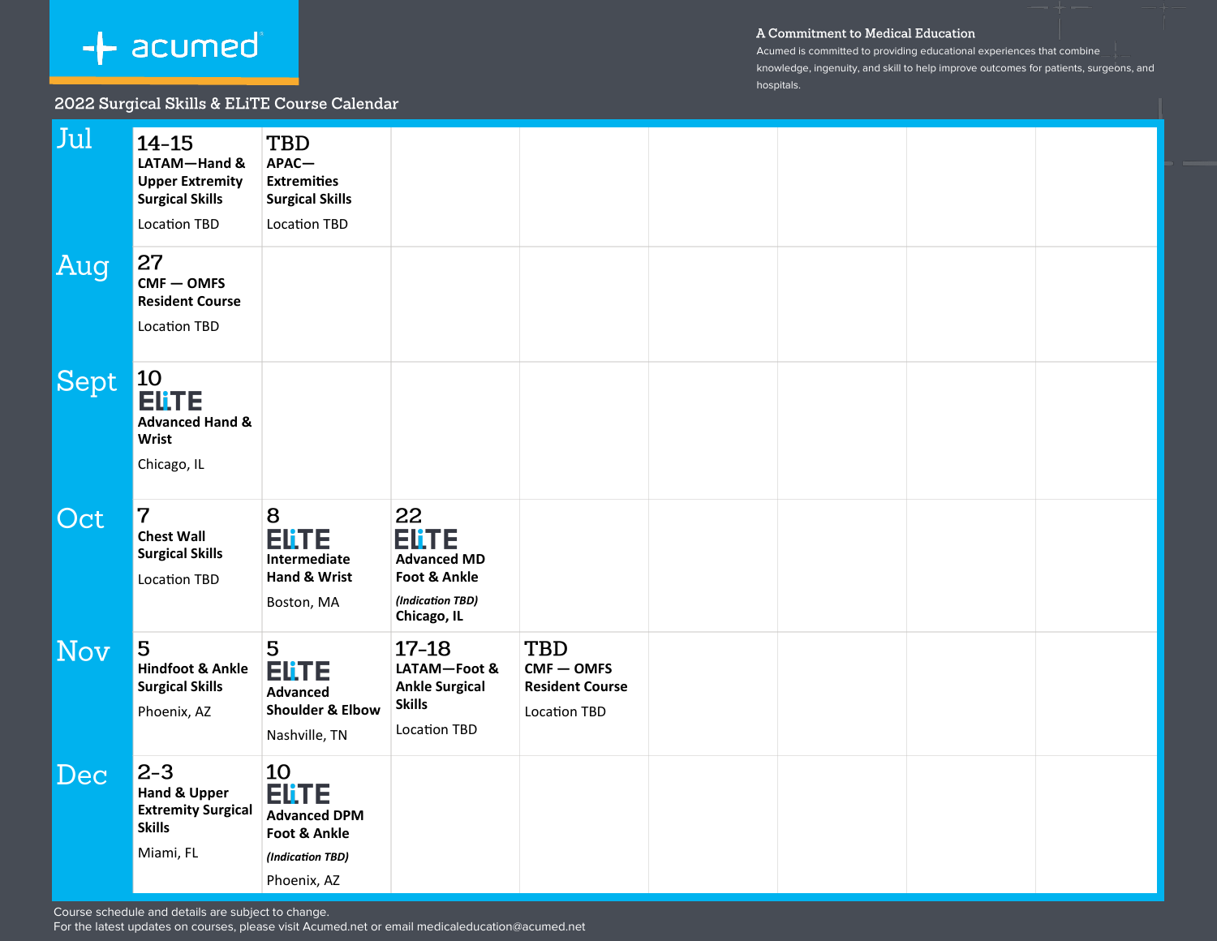acumed

### A Commitment to Medical Education

Acumed is committed to providing educational experiences that combine knowledge, ingenuity, and skill to help improve outcomes for patients, surgeons, and hospitals.

## 2022 Surgical Skills & ELiTE Course Calendar

| | | | | |
|---|---|---|---|---|
| **Jul** | 14–15<br>**LATAM—Hand & Upper Extremity Surgical Skills**<br>Location TBD | TBD<br>**APAC—Extremities Surgical Skills**<br>Location TBD | | |
| **Aug** | 27<br>**CMF — OMFS Resident Course**<br>Location TBD | | | |
| **Sept** | 10<br>ELiTE<br>**Advanced Hand & Wrist**<br>Chicago, IL | | | |
| **Oct** | 7<br>**Chest Wall Surgical Skills**<br>Location TBD | 8<br>ELiTE<br>**Intermediate Hand & Wrist**<br>Boston, MA | 22<br>ELiTE<br>**Advanced MD Foot & Ankle**<br>***(Indication TBD)***<br>**Chicago, IL** | |
| **Nov** | 5<br>**Hindfoot & Ankle Surgical Skills**<br>Phoenix, AZ | 5<br>ELiTE<br>**Advanced Shoulder & Elbow**<br>Nashville, TN | 17–18<br>**LATAM—Foot & Ankle Surgical Skills**<br>Location TBD | TBD<br>**CMF — OMFS Resident Course**<br>Location TBD |
| **Dec** | 2–3<br>**Hand & Upper Extremity Surgical Skills**<br>Miami, FL | 10<br>ELiTE<br>**Advanced DPM Foot & Ankle**<br>***(Indication TBD)***<br>Phoenix, AZ | | |

Course schedule and details are subject to change.
For the latest updates on courses, please visit Acumed.net or email medicaleducation@acumed.net